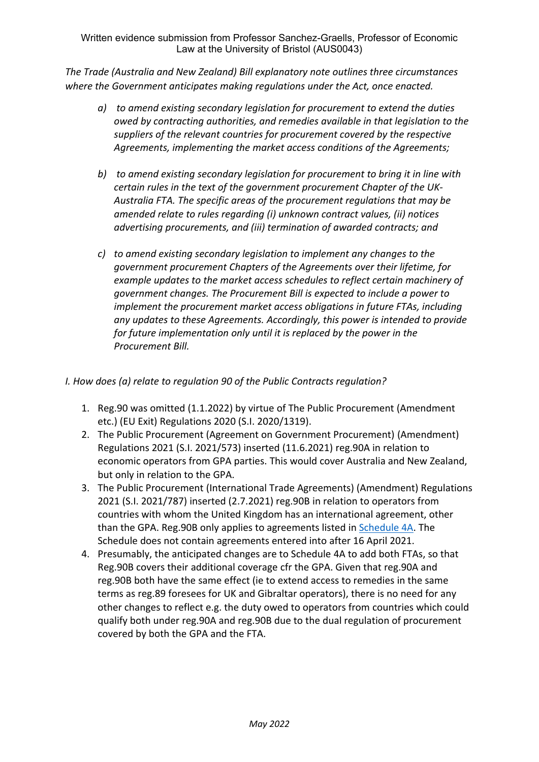Written evidence submission from Professor Sanchez-Graells, Professor of Economic Law at the University of Bristol (AUS0043)

*The Trade (Australia and New Zealand) Bill explanatory note outlines three circumstances where the Government anticipates making regulations under the Act, once enacted.*

> *a) to amend existing secondary legislation for procurement to extend the duties owed by contracting authorities, and remedies available in that legislation to the suppliers of the relevant countries for procurement covered by the respective Agreements, implementing the market access conditions of the Agreements;*
>
> *b) to amend existing secondary legislation for procurement to bring it in line with certain rules in the text of the government procurement Chapter of the UK-Australia FTA. The specific areas of the procurement regulations that may be amended relate to rules regarding (i) unknown contract values, (ii) notices advertising procurements, and (iii) termination of awarded contracts; and*
>
> *c) to amend existing secondary legislation to implement any changes to the government procurement Chapters of the Agreements over their lifetime, for example updates to the market access schedules to reflect certain machinery of government changes. The Procurement Bill is expected to include a power to implement the procurement market access obligations in future FTAs, including any updates to these Agreements. Accordingly, this power is intended to provide for future implementation only until it is replaced by the power in the Procurement Bill.*

*I. How does (a) relate to regulation 90 of the Public Contracts regulation?*

1. Reg.90 was omitted (1.1.2022) by virtue of The Public Procurement (Amendment etc.) (EU Exit) Regulations 2020 (S.I. 2020/1319).
2. The Public Procurement (Agreement on Government Procurement) (Amendment) Regulations 2021 (S.I. 2021/573) inserted (11.6.2021) reg.90A in relation to economic operators from GPA parties. This would cover Australia and New Zealand, but only in relation to the GPA.
3. The Public Procurement (International Trade Agreements) (Amendment) Regulations 2021 (S.I. 2021/787) inserted (2.7.2021) reg.90B in relation to operators from countries with whom the United Kingdom has an international agreement, other than the GPA. Reg.90B only applies to agreements listed in [Schedule 4A](). The Schedule does not contain agreements entered into after 16 April 2021.
4. Presumably, the anticipated changes are to Schedule 4A to add both FTAs, so that Reg.90B covers their additional coverage cfr the GPA. Given that reg.90A and reg.90B both have the same effect (ie to extend access to remedies in the same terms as reg.89 foresees for UK and Gibraltar operators), there is no need for any other changes to reflect e.g. the duty owed to operators from countries which could qualify both under reg.90A and reg.90B due to the dual regulation of procurement covered by both the GPA and the FTA.

*May 2022*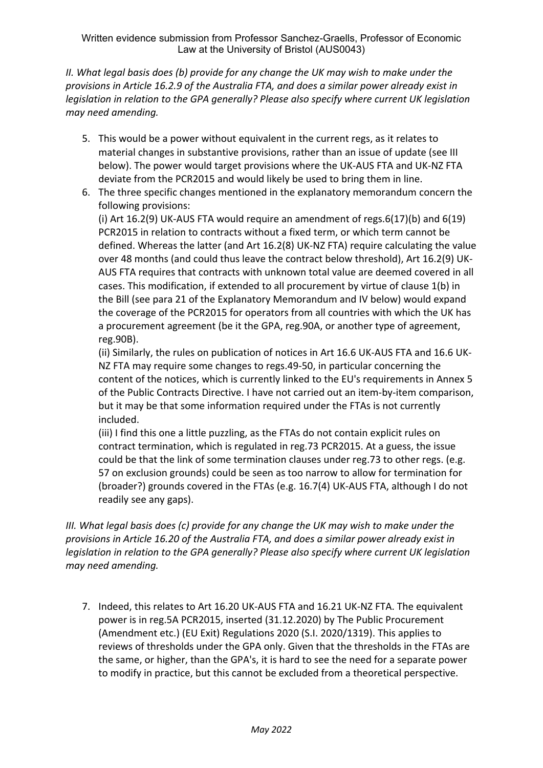*II. What legal basis does (b) provide for any change the UK may wish to make under the provisions in Article 16.2.9 of the Australia FTA, and does a similar power already exist in legislation in relation to the GPA generally? Please also specify where current UK legislation may need amending.*

5. This would be a power without equivalent in the current regs, as it relates to material changes in substantive provisions, rather than an issue of update (see III below). The power would target provisions where the UK-AUS FTA and UK-NZ FTA deviate from the PCR2015 and would likely be used to bring them in line.
6. The three specific changes mentioned in the explanatory memorandum concern the following provisions:
   (i) Art 16.2(9) UK-AUS FTA would require an amendment of regs.6(17)(b) and 6(19) PCR2015 in relation to contracts without a fixed term, or which term cannot be defined. Whereas the latter (and Art 16.2(8) UK-NZ FTA) require calculating the value over 48 months (and could thus leave the contract below threshold), Art 16.2(9) UK-AUS FTA requires that contracts with unknown total value are deemed covered in all cases. This modification, if extended to all procurement by virtue of clause 1(b) in the Bill (see para 21 of the Explanatory Memorandum and IV below) would expand the coverage of the PCR2015 for operators from all countries with which the UK has a procurement agreement (be it the GPA, reg.90A, or another type of agreement, reg.90B).
   (ii) Similarly, the rules on publication of notices in Art 16.6 UK-AUS FTA and 16.6 UK-NZ FTA may require some changes to regs.49-50, in particular concerning the content of the notices, which is currently linked to the EU's requirements in Annex 5 of the Public Contracts Directive. I have not carried out an item-by-item comparison, but it may be that some information required under the FTAs is not currently included.
   (iii) I find this one a little puzzling, as the FTAs do not contain explicit rules on contract termination, which is regulated in reg.73 PCR2015. At a guess, the issue could be that the link of some termination clauses under reg.73 to other regs. (e.g. 57 on exclusion grounds) could be seen as too narrow to allow for termination for (broader?) grounds covered in the FTAs (e.g. 16.7(4) UK-AUS FTA, although I do not readily see any gaps).

*III. What legal basis does (c) provide for any change the UK may wish to make under the provisions in Article 16.20 of the Australia FTA, and does a similar power already exist in legislation in relation to the GPA generally? Please also specify where current UK legislation may need amending.*

7. Indeed, this relates to Art 16.20 UK-AUS FTA and 16.21 UK-NZ FTA. The equivalent power is in reg.5A PCR2015, inserted (31.12.2020) by The Public Procurement (Amendment etc.) (EU Exit) Regulations 2020 (S.I. 2020/1319). This applies to reviews of thresholds under the GPA only. Given that the thresholds in the FTAs are the same, or higher, than the GPA's, it is hard to see the need for a separate power to modify in practice, but this cannot be excluded from a theoretical perspective.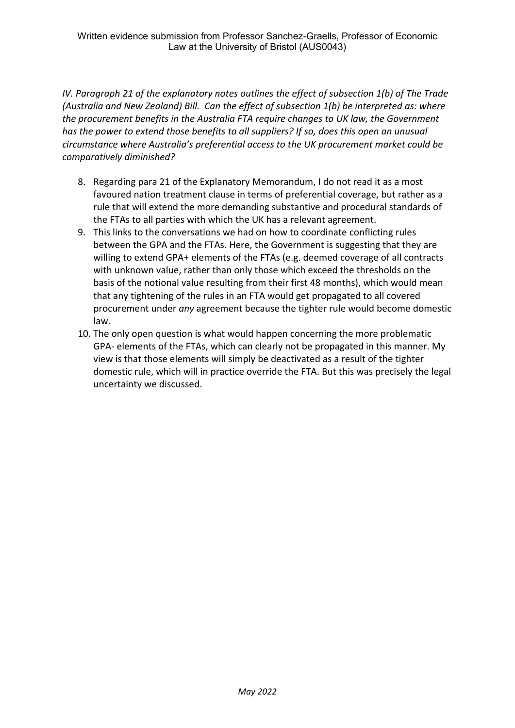*IV. Paragraph 21 of the explanatory notes outlines the effect of subsection 1(b) of The Trade (Australia and New Zealand) Bill. Can the effect of subsection 1(b) be interpreted as: where the procurement benefits in the Australia FTA require changes to UK law, the Government has the power to extend those benefits to all suppliers? If so, does this open an unusual circumstance where Australia's preferential access to the UK procurement market could be comparatively diminished?*

8. Regarding para 21 of the Explanatory Memorandum, I do not read it as a most favoured nation treatment clause in terms of preferential coverage, but rather as a rule that will extend the more demanding substantive and procedural standards of the FTAs to all parties with which the UK has a relevant agreement.
9. This links to the conversations we had on how to coordinate conflicting rules between the GPA and the FTAs. Here, the Government is suggesting that they are willing to extend GPA+ elements of the FTAs (e.g. deemed coverage of all contracts with unknown value, rather than only those which exceed the thresholds on the basis of the notional value resulting from their first 48 months), which would mean that any tightening of the rules in an FTA would get propagated to all covered procurement under *any* agreement because the tighter rule would become domestic law.
10. The only open question is what would happen concerning the more problematic GPA- elements of the FTAs, which can clearly not be propagated in this manner. My view is that those elements will simply be deactivated as a result of the tighter domestic rule, which will in practice override the FTA. But this was precisely the legal uncertainty we discussed.

*May 2022*